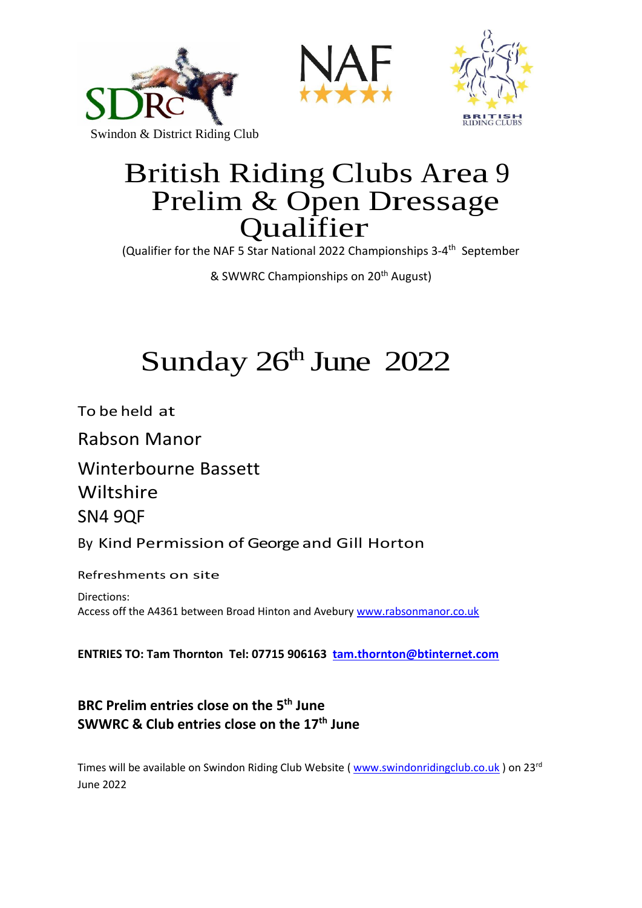Swindon & District Riding Club

# British Riding Clubs Area 9 Prelim & Open Dressage Qualifier

(Qualifier for the NAF 5 Star National 2022 Championships 3-4th September

& SWWRC Championships on 20th August)

## Sunday 26th June 2022

To be held at

Rabson Manor

Winterbourne Bassett
Wiltshire
SN4 9QF

By Kind Permission of George and Gill Horton

Refreshments on site

Directions:
Access off the A4361 between Broad Hinton and Avebury www.rabsonmanor.co.uk

**ENTRIES TO: Tam Thornton Tel: 07715 906163 tam.thornton@btinternet.com**

**BRC Prelim entries close on the 5th June**
**SWWRC & Club entries close on the 17th June**

Times will be available on Swindon Riding Club Website ( www.swindonridingclub.co.uk ) on 23rd June 2022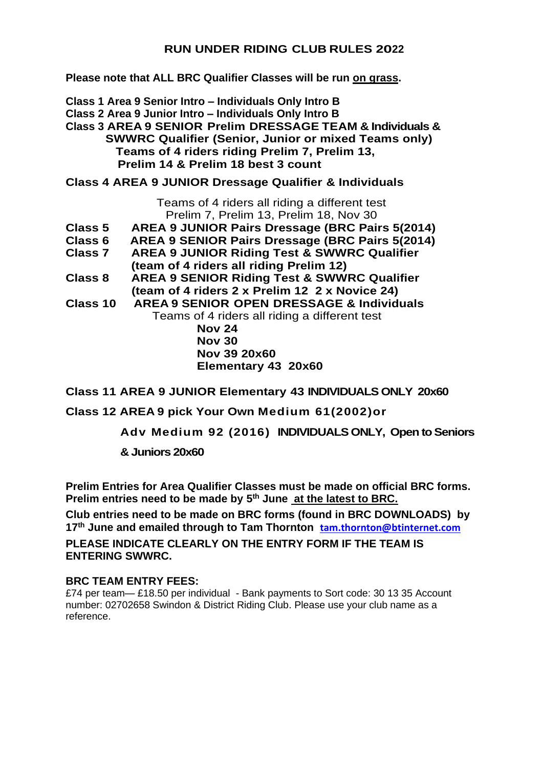## RUN UNDER RIDING CLUB RULES 2022

**Please note that ALL BRC Qualifier Classes will be run __on grass__.**

**Class 1 Area 9 Senior Intro – Individuals Only Intro B**
**Class 2 Area 9 Junior Intro – Individuals Only Intro B**
**Class 3 AREA 9 SENIOR Prelim DRESSAGE TEAM & Individuals & SWWRC Qualifier (Senior, Junior or mixed Teams only)**
**Teams of 4 riders riding Prelim 7, Prelim 13, Prelim 14 & Prelim 18 best 3 count**

**Class 4 AREA 9 JUNIOR Dressage Qualifier & Individuals**

Teams of 4 riders all riding a different test
Prelim 7, Prelim 13, Prelim 18, Nov 30

**Class 5 AREA 9 JUNIOR Pairs Dressage (BRC Pairs 5(2014)**
**Class 6 AREA 9 SENIOR Pairs Dressage (BRC Pairs 5(2014)**
**Class 7 AREA 9 JUNIOR Riding Test & SWWRC Qualifier (team of 4 riders all riding Prelim 12)**
**Class 8 AREA 9 SENIOR Riding Test & SWWRC Qualifier (team of 4 riders 2 x Prelim 12 2 x Novice 24)**
**Class 10 AREA 9 SENIOR OPEN DRESSAGE & Individuals**
Teams of 4 riders all riding a different test
**Nov 24**
**Nov 30**
**Nov 39 20x60**
**Elementary 43 20x60**

**Class 11 AREA 9 JUNIOR Elementary 43 INDIVIDUALS ONLY 20x60**

**Class 12 AREA 9 pick Your Own Medium 61(2002)or Adv Medium 92 (2016) INDIVIDUALS ONLY, Open to Seniors & Juniors 20x60**

**Prelim Entries for Area Qualifier Classes must be made on official BRC forms. Prelim entries need to be made by 5th June __at the latest to BRC.__**

**Club entries need to be made on BRC forms (found in BRC DOWNLOADS) by 17th June and emailed through to Tam Thornton tam.thornton@btinternet.com**

**PLEASE INDICATE CLEARLY ON THE ENTRY FORM IF THE TEAM IS ENTERING SWWRC.**

**BRC TEAM ENTRY FEES:**
£74 per team— £18.50 per individual - Bank payments to Sort code: 30 13 35 Account number: 02702658 Swindon & District Riding Club. Please use your club name as a reference.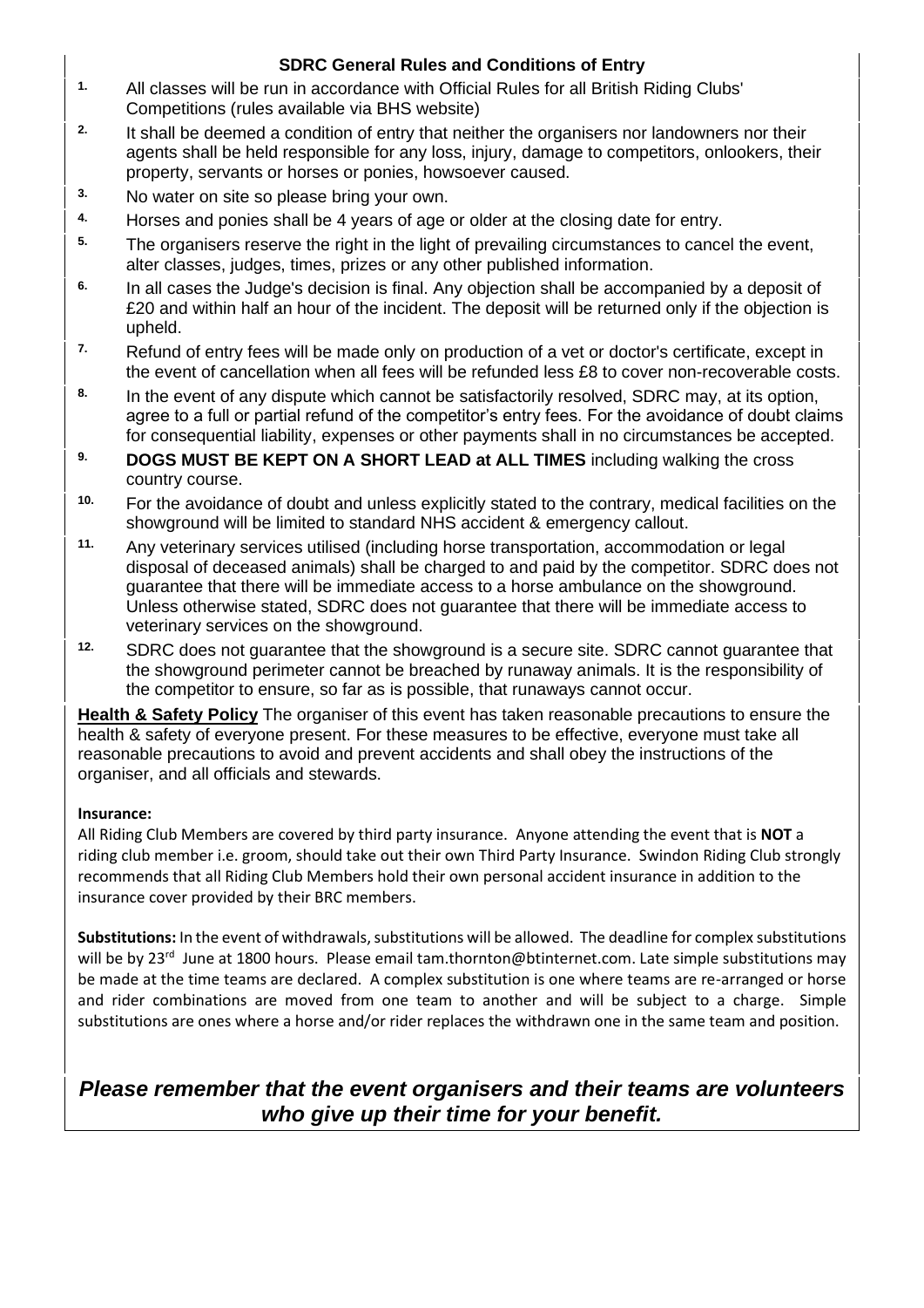### SDRC General Rules and Conditions of Entry

1. All classes will be run in accordance with Official Rules for all British Riding Clubs' Competitions (rules available via BHS website)
2. It shall be deemed a condition of entry that neither the organisers nor landowners nor their agents shall be held responsible for any loss, injury, damage to competitors, onlookers, their property, servants or horses or ponies, howsoever caused.
3. No water on site so please bring your own.
4. Horses and ponies shall be 4 years of age or older at the closing date for entry.
5. The organisers reserve the right in the light of prevailing circumstances to cancel the event, alter classes, judges, times, prizes or any other published information.
6. In all cases the Judge's decision is final. Any objection shall be accompanied by a deposit of £20 and within half an hour of the incident. The deposit will be returned only if the objection is upheld.
7. Refund of entry fees will be made only on production of a vet or doctor's certificate, except in the event of cancellation when all fees will be refunded less £8 to cover non-recoverable costs.
8. In the event of any dispute which cannot be satisfactorily resolved, SDRC may, at its option, agree to a full or partial refund of the competitor's entry fees. For the avoidance of doubt claims for consequential liability, expenses or other payments shall in no circumstances be accepted.
9. **DOGS MUST BE KEPT ON A SHORT LEAD at ALL TIMES** including walking the cross country course.
10. For the avoidance of doubt and unless explicitly stated to the contrary, medical facilities on the showground will be limited to standard NHS accident & emergency callout.
11. Any veterinary services utilised (including horse transportation, accommodation or legal disposal of deceased animals) shall be charged to and paid by the competitor. SDRC does not guarantee that there will be immediate access to a horse ambulance on the showground. Unless otherwise stated, SDRC does not guarantee that there will be immediate access to veterinary services on the showground.
12. SDRC does not guarantee that the showground is a secure site. SDRC cannot guarantee that the showground perimeter cannot be breached by runaway animals. It is the responsibility of the competitor to ensure, so far as is possible, that runaways cannot occur.

**Health & Safety Policy** The organiser of this event has taken reasonable precautions to ensure the health & safety of everyone present. For these measures to be effective, everyone must take all reasonable precautions to avoid and prevent accidents and shall obey the instructions of the organiser, and all officials and stewards.

**Insurance:**

All Riding Club Members are covered by third party insurance. Anyone attending the event that is **NOT** a riding club member i.e. groom, should take out their own Third Party Insurance. Swindon Riding Club strongly recommends that all Riding Club Members hold their own personal accident insurance in addition to the insurance cover provided by their BRC members.

**Substitutions:** In the event of withdrawals, substitutions will be allowed. The deadline for complex substitutions will be by 23rd June at 1800 hours. Please email tam.thornton@btinternet.com. Late simple substitutions may be made at the time teams are declared. A complex substitution is one where teams are re-arranged or horse and rider combinations are moved from one team to another and will be subject to a charge. Simple substitutions are ones where a horse and/or rider replaces the withdrawn one in the same team and position.

***Please remember that the event organisers and their teams are volunteers who give up their time for your benefit.***